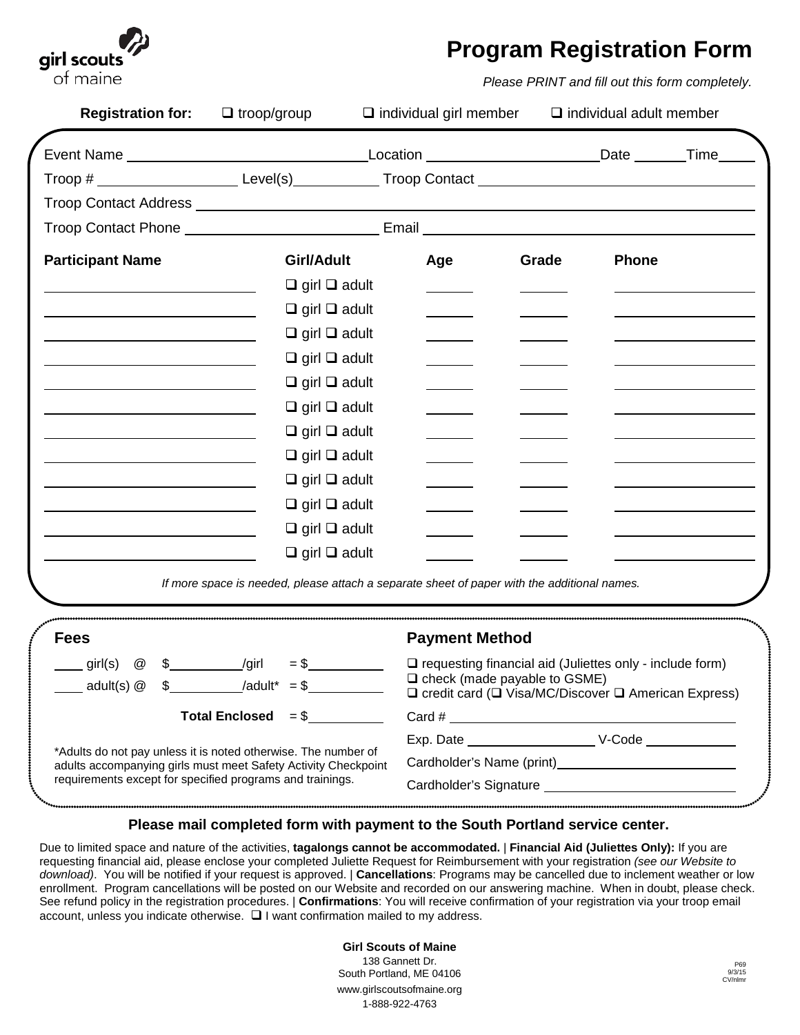girl scouts of maine

# Program Registration Form

*Please PRINT and fill out this form completely.*

**Registration for:** ❑ troop/group ❑ individual girl member ❑ individual adult member

Event Name ______________________ Location ______________________ Date _______ Time _____

Troop # __________________ Level(s) ___________ Troop Contact ______________________________

Troop Contact Address ____________________________________________________________

Troop Contact Phone _________________________ Email ______________________________________

| Participant Name | Girl/Adult | Age | Grade | Phone |
|---|---|---|---|---|
| | ❑ girl ❑ adult | | | |
| | ❑ girl ❑ adult | | | |
| | ❑ girl ❑ adult | | | |
| | ❑ girl ❑ adult | | | |
| | ❑ girl ❑ adult | | | |
| | ❑ girl ❑ adult | | | |
| | ❑ girl ❑ adult | | | |
| | ❑ girl ❑ adult | | | |
| | ❑ girl ❑ adult | | | |
| | ❑ girl ❑ adult | | | |
| | ❑ girl ❑ adult | | | |
| | ❑ girl ❑ adult | | | |

*If more space is needed, please attach a separate sheet of paper with the additional names.*

## Fees

____ girl(s) @ $__________/girl = $__________

____ adult(s) @ $__________/adult* = $__________

**Total Enclosed** = $__________

*Adults do not pay unless it is noted otherwise. The number of adults accompanying girls must meet Safety Activity Checkpoint requirements except for specified programs and trainings.

## Payment Method

❑ requesting financial aid (Juliettes only - include form)
❑ check (made payable to GSME)
❑ credit card (❑ Visa/MC/Discover ❑ American Express)

Card # ________________________________________

Exp. Date _________________ V-Code ____________

Cardholder's Name (print) ________________________

Cardholder's Signature __________________________

**Please mail completed form with payment to the South Portland service center.**

Due to limited space and nature of the activities, **tagalongs cannot be accommodated.** | **Financial Aid (Juliettes Only):** If you are requesting financial aid, please enclose your completed Juliette Request for Reimbursement with your registration *(see our Website to download)*. You will be notified if your request is approved. | **Cancellations**: Programs may be cancelled due to inclement weather or low enrollment. Program cancellations will be posted on our Website and recorded on our answering machine. When in doubt, please check. See refund policy in the registration procedures. | **Confirmations**: You will receive confirmation of your registration via your troop email account, unless you indicate otherwise. ❑ I want confirmation mailed to my address.

**Girl Scouts of Maine**
138 Gannett Dr.
South Portland, ME 04106
www.girlscoutsofmaine.org
1-888-922-4763

P69
9/3/15
CV/nlmr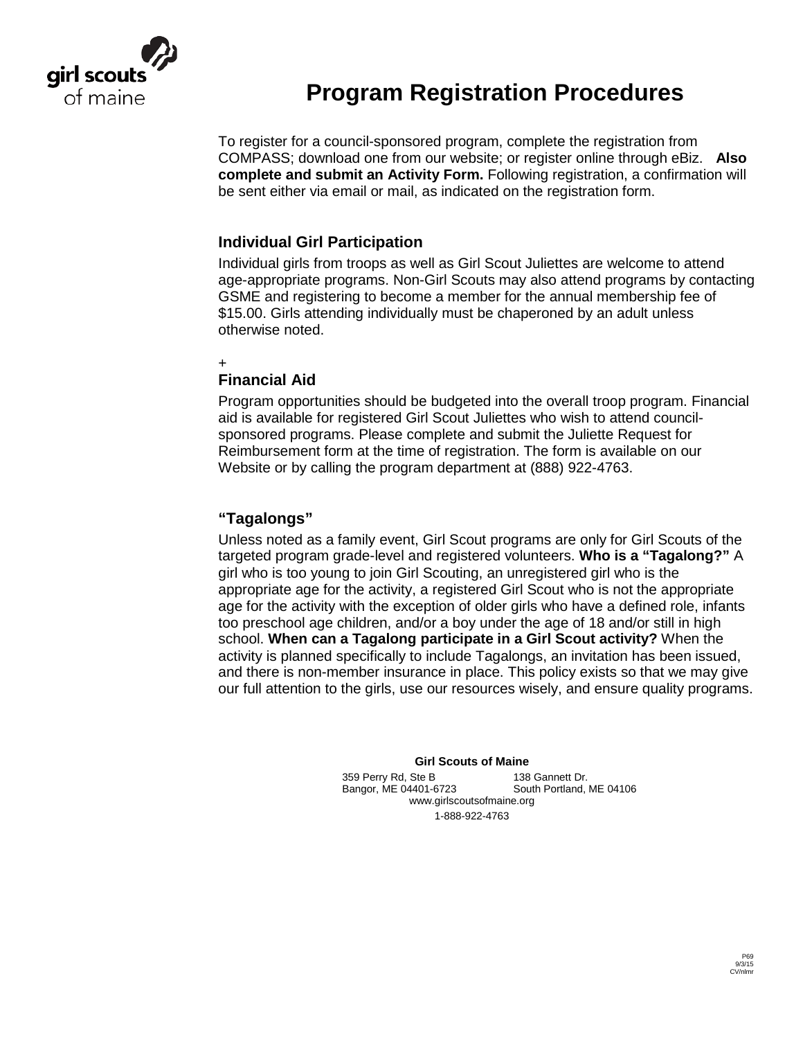girl scouts
of maine

# Program Registration Procedures

To register for a council-sponsored program, complete the registration from COMPASS; download one from our website; or register online through eBiz. **Also complete and submit an Activity Form.** Following registration, a confirmation will be sent either via email or mail, as indicated on the registration form.

## Individual Girl Participation

Individual girls from troops as well as Girl Scout Juliettes are welcome to attend age-appropriate programs. Non-Girl Scouts may also attend programs by contacting GSME and registering to become a member for the annual membership fee of $15.00. Girls attending individually must be chaperoned by an adult unless otherwise noted.

+

## Financial Aid

Program opportunities should be budgeted into the overall troop program. Financial aid is available for registered Girl Scout Juliettes who wish to attend council-sponsored programs. Please complete and submit the Juliette Request for Reimbursement form at the time of registration. The form is available on our Website or by calling the program department at (888) 922-4763.

## "Tagalongs"

Unless noted as a family event, Girl Scout programs are only for Girl Scouts of the targeted program grade-level and registered volunteers. **Who is a "Tagalong?"** A girl who is too young to join Girl Scouting, an unregistered girl who is the appropriate age for the activity, a registered Girl Scout who is not the appropriate age for the activity with the exception of older girls who have a defined role, infants too preschool age children, and/or a boy under the age of 18 and/or still in high school. **When can a Tagalong participate in a Girl Scout activity?** When the activity is planned specifically to include Tagalongs, an invitation has been issued, and there is non-member insurance in place. This policy exists so that we may give our full attention to the girls, use our resources wisely, and ensure quality programs.

**Girl Scouts of Maine**

359 Perry Rd, Ste B
Bangor, ME 04401-6723

138 Gannett Dr.
South Portland, ME 04106

www.girlscoutsofmaine.org

1-888-922-4763

P69
9/3/15
CV/nlmr